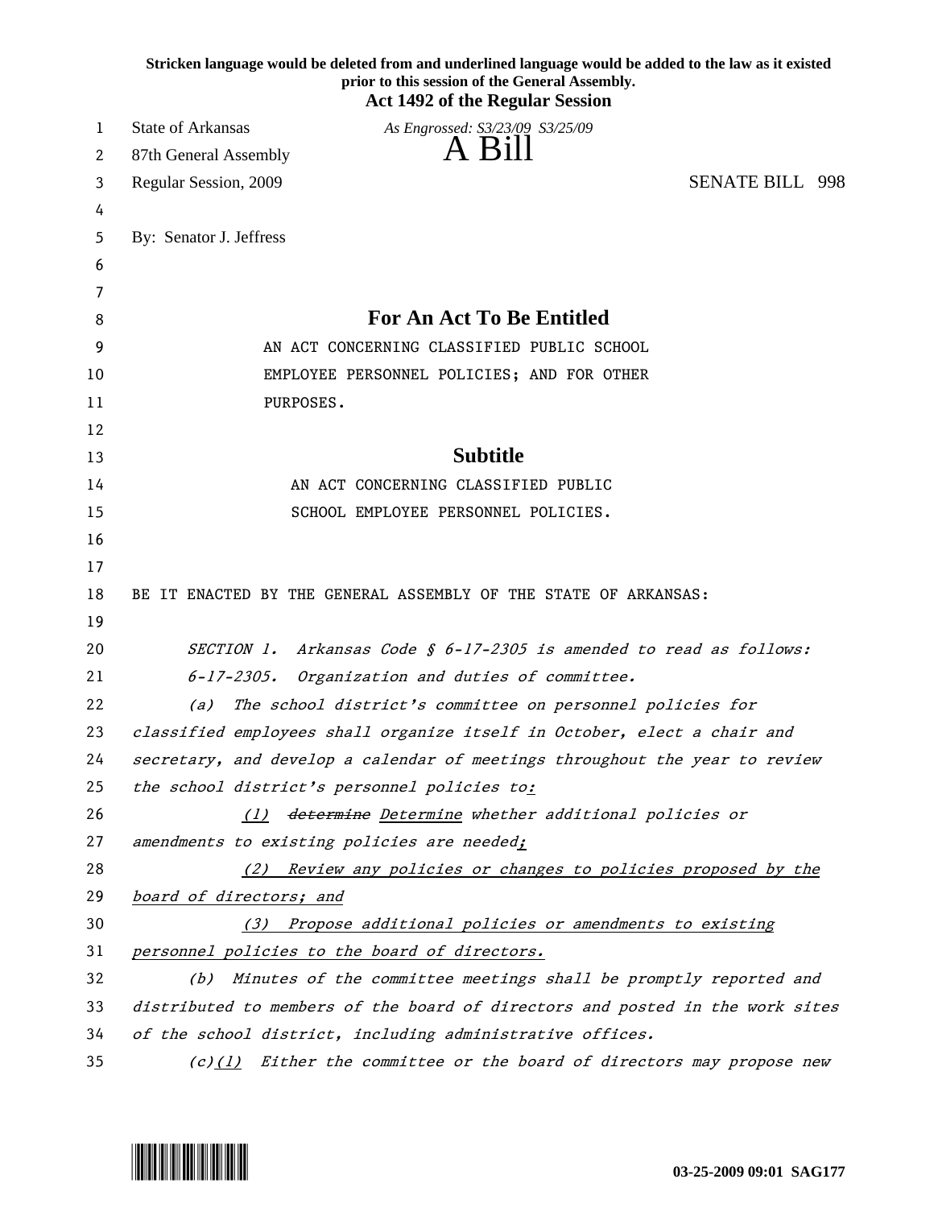**Stricken language would be deleted from and underlined language would be added to the law as it existed prior to this session of the General Assembly.**

**Act 1492 of the Regular Session**

State of Arkansas *As Engrossed: S3/23/09 S3/25/09*

87th General Assembly **A Bill**

Regular Session, 2009 SENATE BILL 998

By: Senator J. Jeffress

## For An Act To Be Entitled

AN ACT CONCERNING CLASSIFIED PUBLIC SCHOOL EMPLOYEE PERSONNEL POLICIES; AND FOR OTHER PURPOSES.

## Subtitle

AN ACT CONCERNING CLASSIFIED PUBLIC SCHOOL EMPLOYEE PERSONNEL POLICIES.

BE IT ENACTED BY THE GENERAL ASSEMBLY OF THE STATE OF ARKANSAS:

*SECTION 1. Arkansas Code § 6-17-2305 is amended to read as follows:*

*6-17-2305. Organization and duties of committee.*

*(a) The school district's committee on personnel policies for classified employees shall organize itself in October, elect a chair and secretary, and develop a calendar of meetings throughout the year to review the school district's personnel policies to<u>:</u>*

*<u>(1)</u> ~~determine~~ <u>Determine</u> whether additional policies or amendments to existing policies are needed<u>;</u>*

*<u>(2) Review any policies or changes to policies proposed by the board of directors; and</u>*

*<u>(3) Propose additional policies or amendments to existing personnel policies to the board of directors.</u>*

*(b) Minutes of the committee meetings shall be promptly reported and distributed to members of the board of directors and posted in the work sites of the school district, including administrative offices.*

*(c)<u>(1)</u> Either the committee or the board of directors may propose new*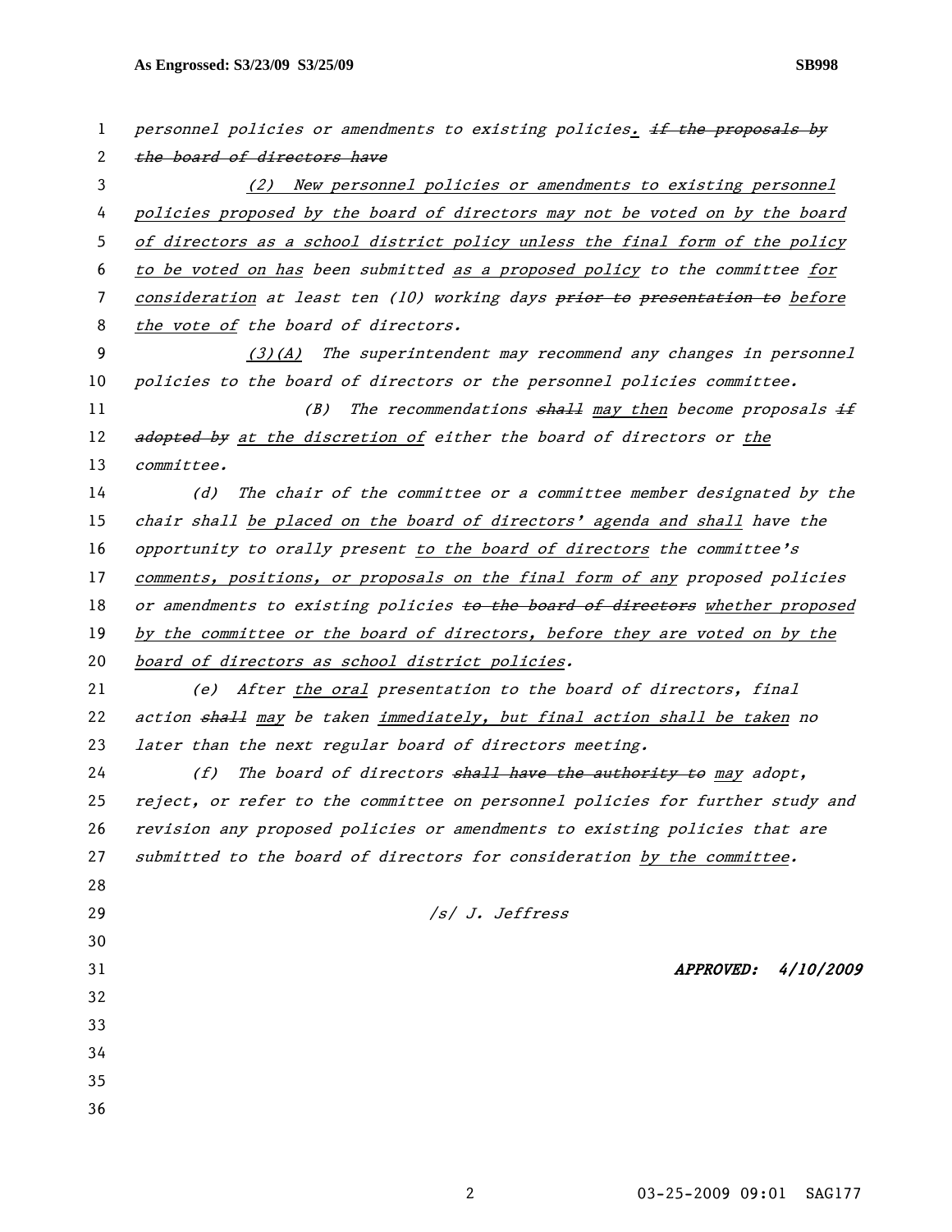personnel policies or amendments to existing policies. ~~if the proposals by the board of directors have~~

(2) New personnel policies or amendments to existing personnel policies proposed by the board of directors may not be voted on by the board of directors as a school district policy unless the final form of the policy to be voted on has been submitted as a proposed policy to the committee for consideration at least ten (10) working days ~~prior to~~ ~~presentation to~~ before the vote of the board of directors.

(3)(A) The superintendent may recommend any changes in personnel policies to the board of directors or the personnel policies committee.

(B) The recommendations ~~shall~~ may then become proposals ~~if adopted by~~ at the discretion of either the board of directors or the committee.

(d) The chair of the committee or a committee member designated by the chair shall be placed on the board of directors' agenda and shall have the opportunity to orally present to the board of directors the committee's comments, positions, or proposals on the final form of any proposed policies or amendments to existing policies ~~to the board of directors~~ whether proposed by the committee or the board of directors, before they are voted on by the board of directors as school district policies.

(e) After the oral presentation to the board of directors, final action ~~shall~~ may be taken immediately, but final action shall be taken no later than the next regular board of directors meeting.

(f) The board of directors ~~shall have the authority to~~ may adopt, reject, or refer to the committee on personnel policies for further study and revision any proposed policies or amendments to existing policies that are submitted to the board of directors for consideration by the committee.

/s/ J. Jeffress

**APPROVED: 4/10/2009**